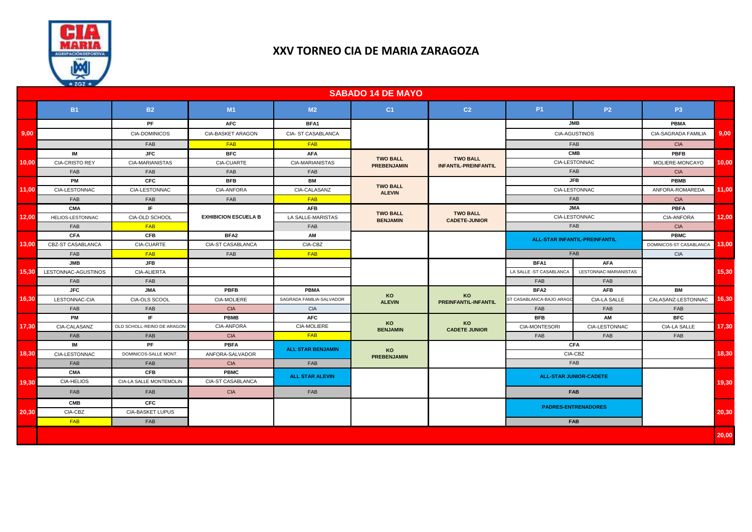# XXV TORNEO CIA DE MARIA ZARAGOZA

## SABADO 14 DE MAYO

| | B1 | B2 | M1 | M2 | C1 | C2 | P1 | P2 | P3 | |
|---|---|---|---|---|---|---|---|---|---|---|
| 9,00 | | PF | AFC | BFA1 | | | JMB | | PBMA | 9,00 |
| | | CIA-DOMINICOS | CIA-BASKET ARAGON | CIA- ST CASABLANCA | | | CIA-AGUSTINOS | | CIA-SAGRADA FAMILIA | |
| | | FAB | FAB | FAB | | | FAB | | CIA | |
| 10,00 | IM | JFC | BFC | AFA | TWO BALL PREBENJAMIN | TWO BALL INFANTIL-PREINFANTIL | CMB | | PBFB | 10,00 |
| | CIA-CRISTO REY | CIA-MARIANISTAS | CIA-CUARTE | CIA-MARIANISTAS | | | CIA-LESTONNAC | | MOLIERE-MONCAYO | |
| | FAB | FAB | FAB | FAB | | | FAB | | CIA | |
| 11,00 | PM | CFC | BFB | BM | TWO BALL ALEVIN | | JFB | | PBMB | 11,00 |
| | CIA-LESTONNAC | CIA-LESTONNAC | CIA-ANFORA | CIA-CALASANZ | | | CIA-LESTONNAC | | ANFORA-ROMAREDA | |
| | FAB | FAB | FAB | FAB | | | FAB | | CIA | |
| 12,00 | CMA | IF | EXHIBICION ESCUELA B | AFB | TWO BALL BENJAMIN | TWO BALL CADETE-JUNIOR | JMA | | PBFA | 12,00 |
| | HELIOS-LESTONNAC | CIA-OLD SCHOOL | | LA SALLE-MARISTAS | | | CIA-LESTONNAC | | CIA-ANFORA | |
| | FAB | FAB | | FAB | | | FAB | | CIA | |
| 13,00 | CFA | CFB | BFA2 | AM | | | ALL-STAR INFANTIL-PREINFANTIL | | PBMC | 13,00 |
| | CBZ-ST CASABLANCA | CIA-CUARTE | CIA-ST CASABLANCA | CIA-CBZ | | | | | DOMINICOS-ST CASABLANCA | |
| | FAB | FAB | FAB | FAB | | | FAB | | CIA | |
| 15,30 | JMB | JFB | | | | | BFA1 | AFA | | 15,30 |
| | LESTONNAC-AGUSTINOS | CIA-ALIERTA | | | | | LA SALLE -ST CASABLANCA | LESTONNAC-MARIANISTAS | | |
| | FAB | FAB | | | | | FAB | FAB | | |
| 16,30 | JFC | JMA | PBFB | PBMA | KO ALEVIN | KO PREINFANTIL-INFANTIL | BFA2 | AFB | BM | 16,30 |
| | LESTONNAC-CIA | CIA-OLS SCOOL | CIA-MOLIERE | SAGRADA FAMILIA-SALVADOR | | | ST CASABLANCA-BAJO ARAGO | CIA-LA SALLE | CALASANZ-LESTONNAC | |
| | FAB | FAB | CIA | CIA | | | FAB | FAB | FAB | |
| 17,30 | PM | IF | PBMB | AFC | KO BENJAMIN | KO CADETE JUNIOR | BFB | AM | BFC | 17,30 |
| | CIA-CALASANZ | OLD SCHOLL-REINO DE ARAGON | CIA-ANFORA | CIA-MOLIERE | | | CIA-MONTESORI | CIA-LESTONNAC | CIA-LA SALLE | |
| | FAB | FAB | CIA | FAB | | | FAB | FAB | FAB | |
| 18,30 | IM | PF | PBFA | ALL STAR BENJAMIN | KO PREBENJAMIN | | CFA | | | 18,30 |
| | CIA-LESTONNAC | DOMINICOS-SALLE MONT. | ANFORA-SALVADOR | | | | CIA-CBZ | | | |
| | FAB | FAB | CIA | FAB | | | FAB | | | |
| 19,30 | CMA | CFB | PBMC | ALL STAR ALEVIN | | | ALL-STAR JUNIOR-CADETE | | | 19,30 |
| | CIA-HELIOS | CIA-LA SALLE MONTEMOLIN | CIA-ST CASABLANCA | | | | | | | |
| | FAB | FAB | CIA | FAB | | | FAB | | | |
| 20,30 | CMB | CFC | | | | | PADRES-ENTRENADORES | | | 20,30 |
| | CIA-CBZ | CIA-BASKET LUPUS | | | | | | | | |
| | FAB | FAB | | | | | FAB | | | |
| | | | | | | | | | | 20,00 |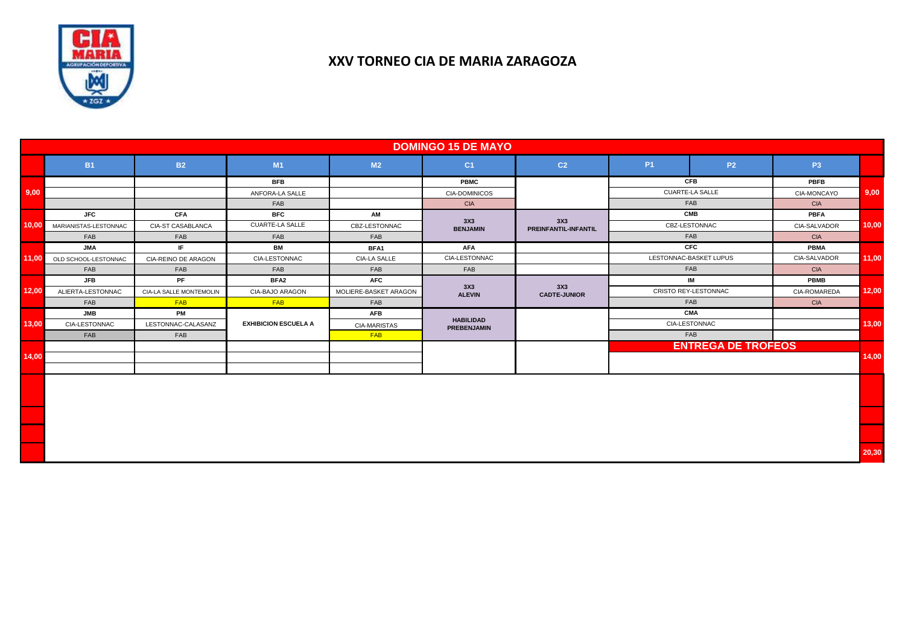# XXV TORNEO CIA DE MARIA ZARAGOZA

## DOMINGO 15 DE MAYO

| | B1 | B2 | M1 | M2 | C1 | C2 | P1 | P2 | P3 | |
|---|---|---|---|---|---|---|---|---|---|---|
| 9,00 | | | BFB | | PBMC | | CFB | | PBFB | 9,00 |
| | | | ANFORA-LA SALLE | | CIA-DOMINICOS | | CUARTE-LA SALLE | | CIA-MONCAYO | |
| | | | FAB | | CIA | | FAB | | CIA | |
| 10,00 | JFC | CFA | BFC | AM | 3X3 BENJAMIN | 3X3 PREINFANTIL-INFANTIL | CMB | | PBFA | 10,00 |
| | MARIANISTAS-LESTONNAC | CIA-ST CASABLANCA | CUARTE-LA SALLE | CBZ-LESTONNAC | | | CBZ-LESTONNAC | | CIA-SALVADOR | |
| | FAB | FAB | FAB | FAB | | | FAB | | CIA | |
| 11,00 | JMA | IF | BM | BFA1 | AFA | | CFC | | PBMA | 11,00 |
| | OLD SCHOOL-LESTONNAC | CIA-REINO DE ARAGON | CIA-LESTONNAC | CIA-LA SALLE | CIA-LESTONNAC | | LESTONNAC-BASKET LUPUS | | CIA-SALVADOR | |
| | FAB | FAB | FAB | FAB | FAB | | FAB | | CIA | |
| 12,00 | JFB | PF | BFA2 | AFC | 3X3 ALEVIN | 3X3 CADTE-JUNIOR | IM | | PBMB | 12,00 |
| | ALIERTA-LESTONNAC | CIA-LA SALLE MONTEMOLIN | CIA-BAJO ARAGON | MOLIERE-BASKET ARAGON | | | CRISTO REY-LESTONNAC | | CIA-ROMAREDA | |
| | FAB | FAB | FAB | FAB | | | FAB | | CIA | |
| 13,00 | JMB | PM | EXHIBICION ESCUELA A | AFB | HABILIDAD PREBENJAMIN | | CMA | | | 13,00 |
| | CIA-LESTONNAC | LESTONNAC-CALASANZ | | CIA-MARISTAS | | | CIA-LESTONNAC | | | |
| | FAB | FAB | | FAB | | | FAB | | | |
| 14,00 | | | | | | | ENTREGA DE TROFEOS | | | 14,00 |
| 20,30 | | | | | | | | | | 20,30 |